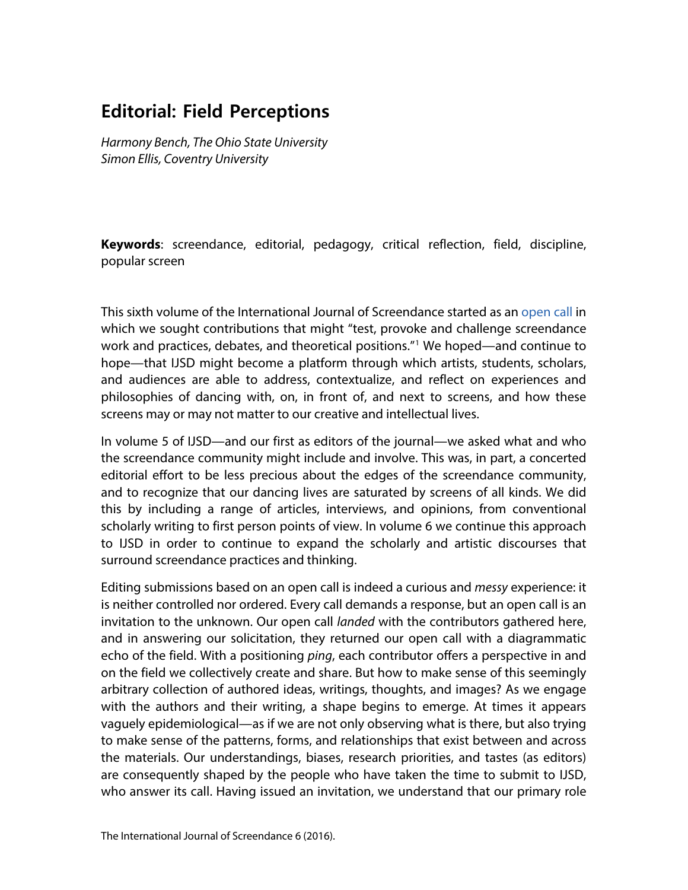# Editorial: Field Perceptions

*Harmony Bench, The Ohio State University*
*Simon Ellis, Coventry University*

**Keywords**: screendance, editorial, pedagogy, critical reflection, field, discipline, popular screen

This sixth volume of the International Journal of Screendance started as an open call in which we sought contributions that might "test, provoke and challenge screendance work and practices, debates, and theoretical positions."[1] We hoped—and continue to hope—that IJSD might become a platform through which artists, students, scholars, and audiences are able to address, contextualize, and reflect on experiences and philosophies of dancing with, on, in front of, and next to screens, and how these screens may or may not matter to our creative and intellectual lives.

In volume 5 of IJSD—and our first as editors of the journal—we asked what and who the screendance community might include and involve. This was, in part, a concerted editorial effort to be less precious about the edges of the screendance community, and to recognize that our dancing lives are saturated by screens of all kinds. We did this by including a range of articles, interviews, and opinions, from conventional scholarly writing to first person points of view. In volume 6 we continue this approach to IJSD in order to continue to expand the scholarly and artistic discourses that surround screendance practices and thinking.

Editing submissions based on an open call is indeed a curious and *messy* experience: it is neither controlled nor ordered. Every call demands a response, but an open call is an invitation to the unknown. Our open call *landed* with the contributors gathered here, and in answering our solicitation, they returned our open call with a diagrammatic echo of the field. With a positioning *ping*, each contributor offers a perspective in and on the field we collectively create and share. But how to make sense of this seemingly arbitrary collection of authored ideas, writings, thoughts, and images? As we engage with the authors and their writing, a shape begins to emerge. At times it appears vaguely epidemiological—as if we are not only observing what is there, but also trying to make sense of the patterns, forms, and relationships that exist between and across the materials. Our understandings, biases, research priorities, and tastes (as editors) are consequently shaped by the people who have taken the time to submit to IJSD, who answer its call. Having issued an invitation, we understand that our primary role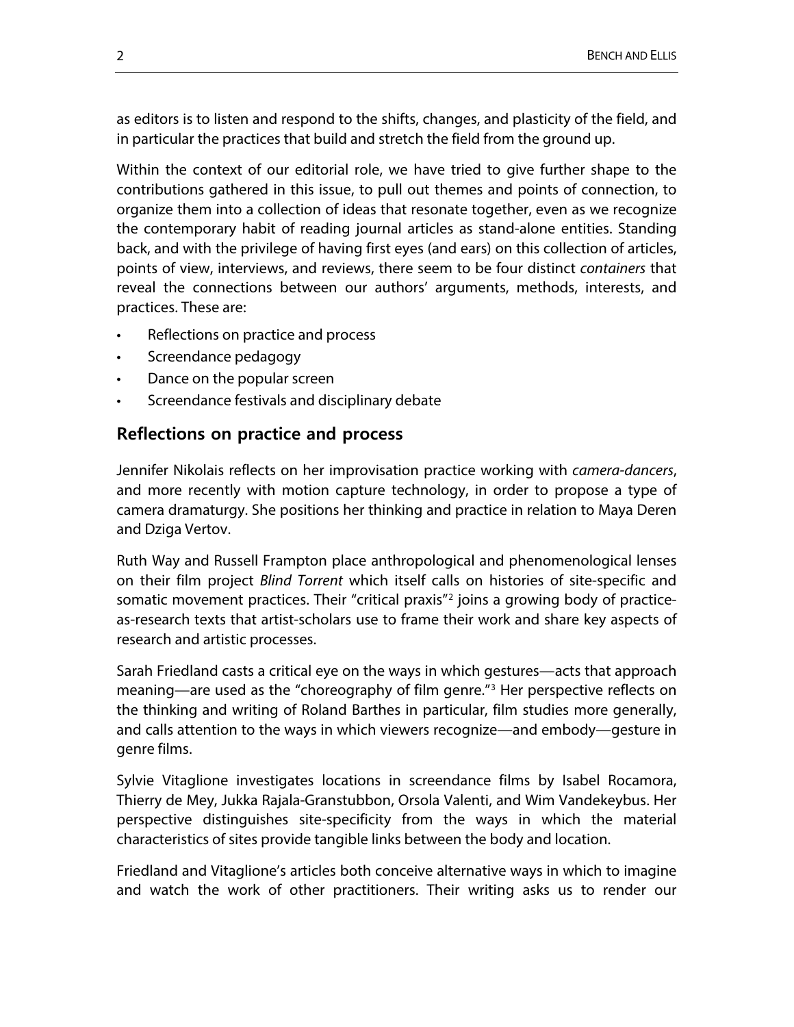as editors is to listen and respond to the shifts, changes, and plasticity of the field, and in particular the practices that build and stretch the field from the ground up.

Within the context of our editorial role, we have tried to give further shape to the contributions gathered in this issue, to pull out themes and points of connection, to organize them into a collection of ideas that resonate together, even as we recognize the contemporary habit of reading journal articles as stand-alone entities. Standing back, and with the privilege of having first eyes (and ears) on this collection of articles, points of view, interviews, and reviews, there seem to be four distinct *containers* that reveal the connections between our authors' arguments, methods, interests, and practices. These are:

- Reflections on practice and process
- Screendance pedagogy
- Dance on the popular screen
- Screendance festivals and disciplinary debate

## Reflections on practice and process

Jennifer Nikolais reflects on her improvisation practice working with *camera-dancers*, and more recently with motion capture technology, in order to propose a type of camera dramaturgy. She positions her thinking and practice in relation to Maya Deren and Dziga Vertov.

Ruth Way and Russell Frampton place anthropological and phenomenological lenses on their film project *Blind Torrent* which itself calls on histories of site-specific and somatic movement practices. Their "critical praxis"[2] joins a growing body of practice-as-research texts that artist-scholars use to frame their work and share key aspects of research and artistic processes.

Sarah Friedland casts a critical eye on the ways in which gestures—acts that approach meaning—are used as the "choreography of film genre."[3] Her perspective reflects on the thinking and writing of Roland Barthes in particular, film studies more generally, and calls attention to the ways in which viewers recognize—and embody—gesture in genre films.

Sylvie Vitaglione investigates locations in screendance films by Isabel Rocamora, Thierry de Mey, Jukka Rajala-Granstubbon, Orsola Valenti, and Wim Vandekeybus. Her perspective distinguishes site-specificity from the ways in which the material characteristics of sites provide tangible links between the body and location.

Friedland and Vitaglione's articles both conceive alternative ways in which to imagine and watch the work of other practitioners. Their writing asks us to render our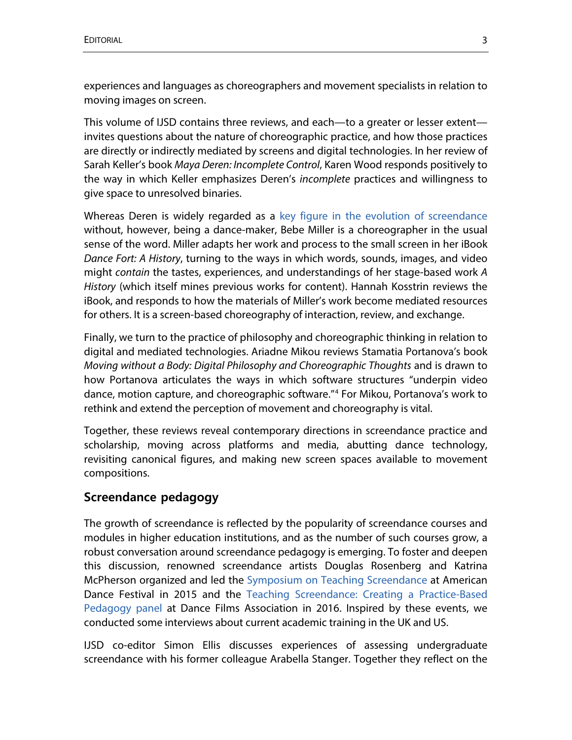experiences and languages as choreographers and movement specialists in relation to moving images on screen.

This volume of IJSD contains three reviews, and each—to a greater or lesser extent—invites questions about the nature of choreographic practice, and how those practices are directly or indirectly mediated by screens and digital technologies. In her review of Sarah Keller's book *Maya Deren: Incomplete Control*, Karen Wood responds positively to the way in which Keller emphasizes Deren's *incomplete* practices and willingness to give space to unresolved binaries.

Whereas Deren is widely regarded as a key figure in the evolution of screendance without, however, being a dance-maker, Bebe Miller is a choreographer in the usual sense of the word. Miller adapts her work and process to the small screen in her iBook *Dance Fort: A History*, turning to the ways in which words, sounds, images, and video might *contain* the tastes, experiences, and understandings of her stage-based work *A History* (which itself mines previous works for content). Hannah Kosstrin reviews the iBook, and responds to how the materials of Miller's work become mediated resources for others. It is a screen-based choreography of interaction, review, and exchange.

Finally, we turn to the practice of philosophy and choreographic thinking in relation to digital and mediated technologies. Ariadne Mikou reviews Stamatia Portanova's book *Moving without a Body: Digital Philosophy and Choreographic Thoughts* and is drawn to how Portanova articulates the ways in which software structures "underpin video dance, motion capture, and choreographic software."[4] For Mikou, Portanova's work to rethink and extend the perception of movement and choreography is vital.

Together, these reviews reveal contemporary directions in screendance practice and scholarship, moving across platforms and media, abutting dance technology, revisiting canonical figures, and making new screen spaces available to movement compositions.

## Screendance pedagogy

The growth of screendance is reflected by the popularity of screendance courses and modules in higher education institutions, and as the number of such courses grow, a robust conversation around screendance pedagogy is emerging. To foster and deepen this discussion, renowned screendance artists Douglas Rosenberg and Katrina McPherson organized and led the Symposium on Teaching Screendance at American Dance Festival in 2015 and the Teaching Screendance: Creating a Practice-Based Pedagogy panel at Dance Films Association in 2016. Inspired by these events, we conducted some interviews about current academic training in the UK and US.

IJSD co-editor Simon Ellis discusses experiences of assessing undergraduate screendance with his former colleague Arabella Stanger. Together they reflect on the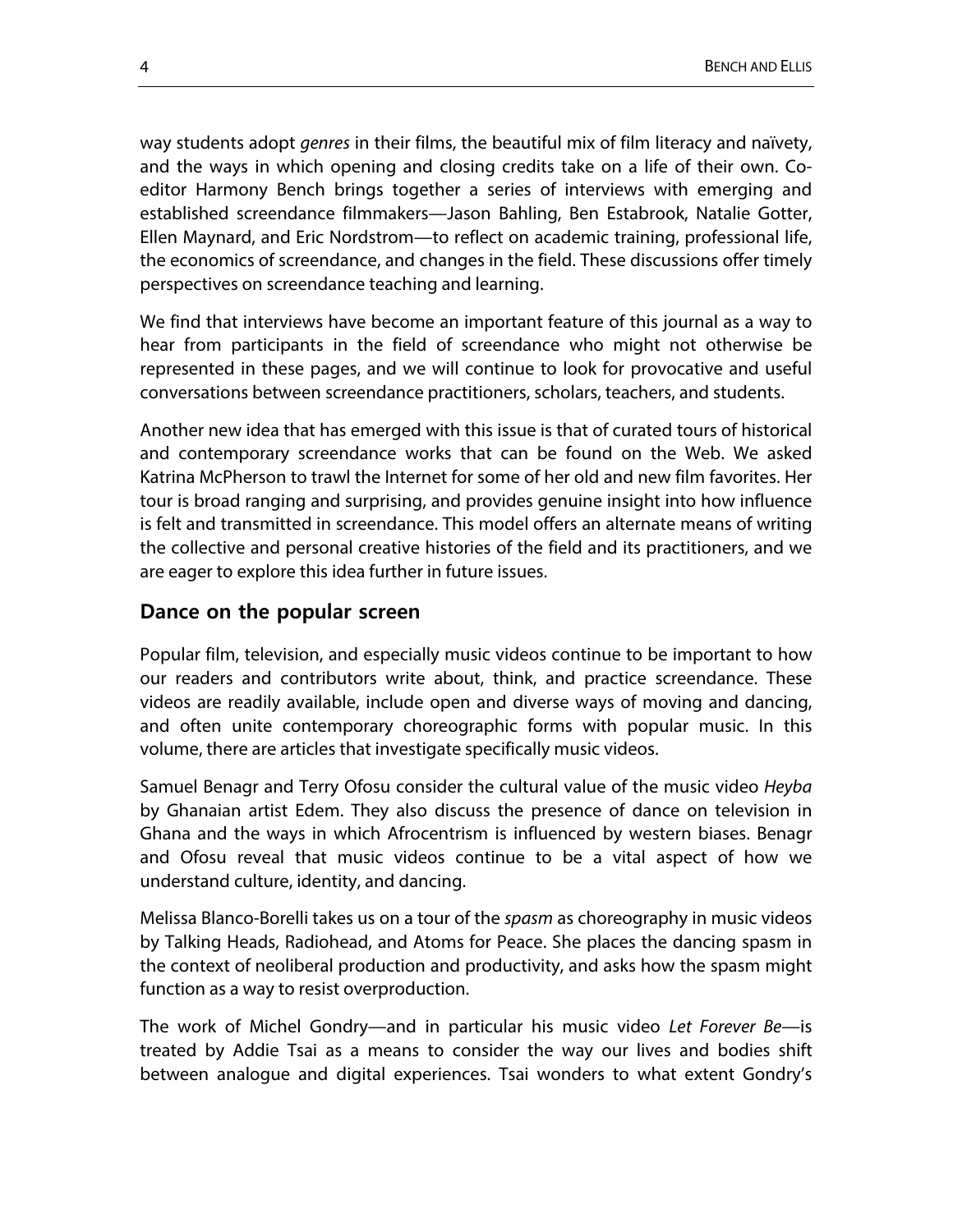way students adopt *genres* in their films, the beautiful mix of film literacy and naïvety, and the ways in which opening and closing credits take on a life of their own. Co-editor Harmony Bench brings together a series of interviews with emerging and established screendance filmmakers—Jason Bahling, Ben Estabrook, Natalie Gotter, Ellen Maynard, and Eric Nordstrom—to reflect on academic training, professional life, the economics of screendance, and changes in the field. These discussions offer timely perspectives on screendance teaching and learning.

We find that interviews have become an important feature of this journal as a way to hear from participants in the field of screendance who might not otherwise be represented in these pages, and we will continue to look for provocative and useful conversations between screendance practitioners, scholars, teachers, and students.

Another new idea that has emerged with this issue is that of curated tours of historical and contemporary screendance works that can be found on the Web. We asked Katrina McPherson to trawl the Internet for some of her old and new film favorites. Her tour is broad ranging and surprising, and provides genuine insight into how influence is felt and transmitted in screendance. This model offers an alternate means of writing the collective and personal creative histories of the field and its practitioners, and we are eager to explore this idea further in future issues.

## Dance on the popular screen

Popular film, television, and especially music videos continue to be important to how our readers and contributors write about, think, and practice screendance. These videos are readily available, include open and diverse ways of moving and dancing, and often unite contemporary choreographic forms with popular music. In this volume, there are articles that investigate specifically music videos.

Samuel Benagr and Terry Ofosu consider the cultural value of the music video *Heyba* by Ghanaian artist Edem. They also discuss the presence of dance on television in Ghana and the ways in which Afrocentrism is influenced by western biases. Benagr and Ofosu reveal that music videos continue to be a vital aspect of how we understand culture, identity, and dancing.

Melissa Blanco-Borelli takes us on a tour of the *spasm* as choreography in music videos by Talking Heads, Radiohead, and Atoms for Peace. She places the dancing spasm in the context of neoliberal production and productivity, and asks how the spasm might function as a way to resist overproduction.

The work of Michel Gondry—and in particular his music video *Let Forever Be*—is treated by Addie Tsai as a means to consider the way our lives and bodies shift between analogue and digital experiences. Tsai wonders to what extent Gondry's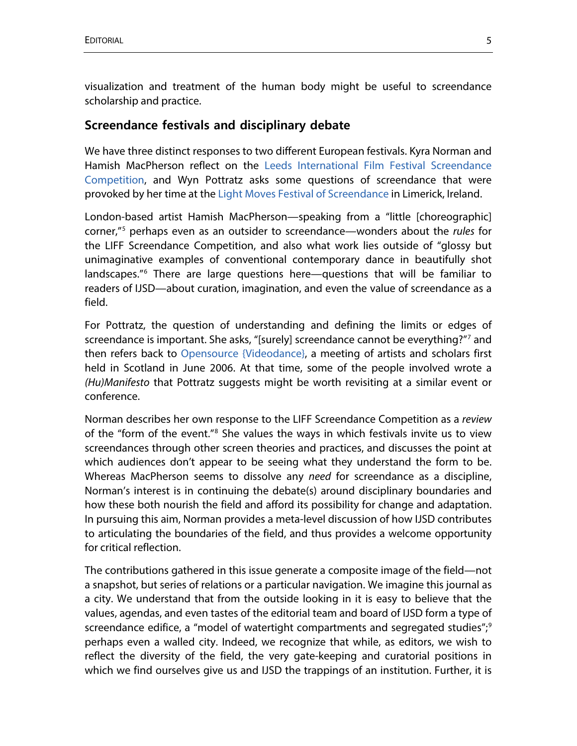visualization and treatment of the human body might be useful to screendance scholarship and practice.

## Screendance festivals and disciplinary debate

We have three distinct responses to two different European festivals. Kyra Norman and Hamish MacPherson reflect on the Leeds International Film Festival Screendance Competition, and Wyn Pottratz asks some questions of screendance that were provoked by her time at the Light Moves Festival of Screendance in Limerick, Ireland.

London-based artist Hamish MacPherson—speaking from a "little [choreographic] corner,"[5] perhaps even as an outsider to screendance—wonders about the *rules* for the LIFF Screendance Competition, and also what work lies outside of "glossy but unimaginative examples of conventional contemporary dance in beautifully shot landscapes."[6] There are large questions here—questions that will be familiar to readers of IJSD—about curation, imagination, and even the value of screendance as a field.

For Pottratz, the question of understanding and defining the limits or edges of screendance is important. She asks, "[surely] screendance cannot be everything?"[7] and then refers back to Opensource {Videodance}, a meeting of artists and scholars first held in Scotland in June 2006. At that time, some of the people involved wrote a *(Hu)Manifesto* that Pottratz suggests might be worth revisiting at a similar event or conference.

Norman describes her own response to the LIFF Screendance Competition as a *review* of the "form of the event."[8] She values the ways in which festivals invite us to view screendances through other screen theories and practices, and discusses the point at which audiences don't appear to be seeing what they understand the form to be. Whereas MacPherson seems to dissolve any *need* for screendance as a discipline, Norman's interest is in continuing the debate(s) around disciplinary boundaries and how these both nourish the field and afford its possibility for change and adaptation. In pursuing this aim, Norman provides a meta-level discussion of how IJSD contributes to articulating the boundaries of the field, and thus provides a welcome opportunity for critical reflection.

The contributions gathered in this issue generate a composite image of the field—not a snapshot, but series of relations or a particular navigation. We imagine this journal as a city. We understand that from the outside looking in it is easy to believe that the values, agendas, and even tastes of the editorial team and board of IJSD form a type of screendance edifice, a "model of watertight compartments and segregated studies";[9] perhaps even a walled city. Indeed, we recognize that while, as editors, we wish to reflect the diversity of the field, the very gate-keeping and curatorial positions in which we find ourselves give us and IJSD the trappings of an institution. Further, it is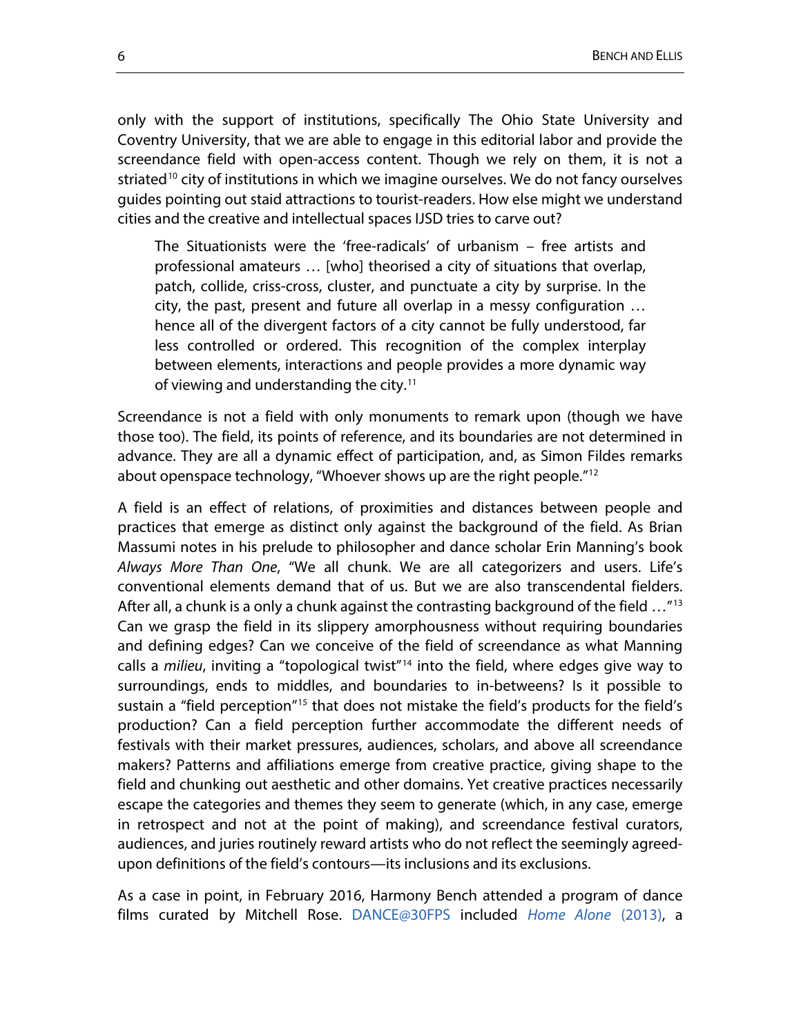only with the support of institutions, specifically The Ohio State University and Coventry University, that we are able to engage in this editorial labor and provide the screendance field with open-access content. Though we rely on them, it is not a striated[10] city of institutions in which we imagine ourselves. We do not fancy ourselves guides pointing out staid attractions to tourist-readers. How else might we understand cities and the creative and intellectual spaces IJSD tries to carve out?

> The Situationists were the 'free-radicals' of urbanism – free artists and professional amateurs … [who] theorised a city of situations that overlap, patch, collide, criss-cross, cluster, and punctuate a city by surprise. In the city, the past, present and future all overlap in a messy configuration … hence all of the divergent factors of a city cannot be fully understood, far less controlled or ordered. This recognition of the complex interplay between elements, interactions and people provides a more dynamic way of viewing and understanding the city.[11]

Screendance is not a field with only monuments to remark upon (though we have those too). The field, its points of reference, and its boundaries are not determined in advance. They are all a dynamic effect of participation, and, as Simon Fildes remarks about openspace technology, "Whoever shows up are the right people."[12]

A field is an effect of relations, of proximities and distances between people and practices that emerge as distinct only against the background of the field. As Brian Massumi notes in his prelude to philosopher and dance scholar Erin Manning's book *Always More Than One*, "We all chunk. We are all categorizers and users. Life's conventional elements demand that of us. But we are also transcendental fielders. After all, a chunk is a only a chunk against the contrasting background of the field …"[13] Can we grasp the field in its slippery amorphousness without requiring boundaries and defining edges? Can we conceive of the field of screendance as what Manning calls a *milieu*, inviting a "topological twist"[14] into the field, where edges give way to surroundings, ends to middles, and boundaries to in-betweens? Is it possible to sustain a "field perception"[15] that does not mistake the field's products for the field's production? Can a field perception further accommodate the different needs of festivals with their market pressures, audiences, scholars, and above all screendance makers? Patterns and affiliations emerge from creative practice, giving shape to the field and chunking out aesthetic and other domains. Yet creative practices necessarily escape the categories and themes they seem to generate (which, in any case, emerge in retrospect and not at the point of making), and screendance festival curators, audiences, and juries routinely reward artists who do not reflect the seemingly agreed-upon definitions of the field's contours—its inclusions and its exclusions.

As a case in point, in February 2016, Harmony Bench attended a program of dance films curated by Mitchell Rose. DANCE@30FPS included *Home Alone* (2013), a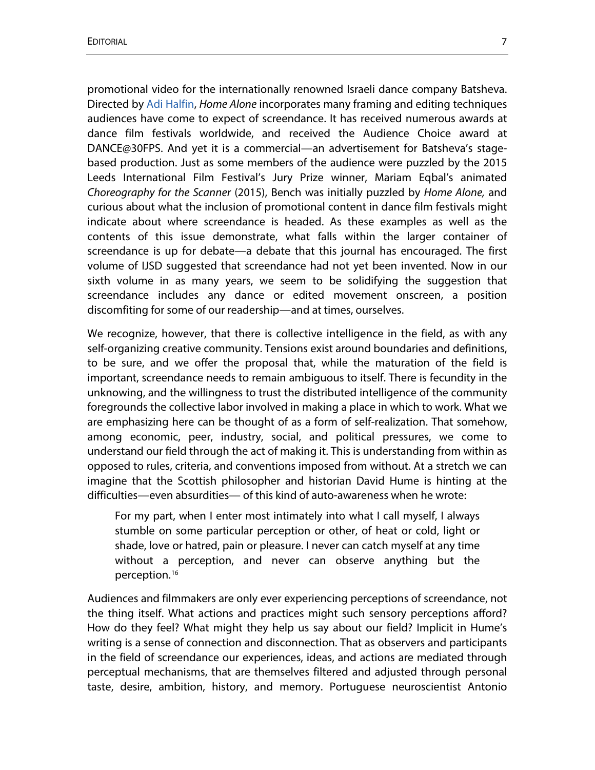promotional video for the internationally renowned Israeli dance company Batsheva. Directed by Adi Halfin, *Home Alone* incorporates many framing and editing techniques audiences have come to expect of screendance. It has received numerous awards at dance film festivals worldwide, and received the Audience Choice award at DANCE@30FPS. And yet it is a commercial—an advertisement for Batsheva's stage-based production. Just as some members of the audience were puzzled by the 2015 Leeds International Film Festival's Jury Prize winner, Mariam Eqbal's animated *Choreography for the Scanner* (2015), Bench was initially puzzled by *Home Alone,* and curious about what the inclusion of promotional content in dance film festivals might indicate about where screendance is headed. As these examples as well as the contents of this issue demonstrate, what falls within the larger container of screendance is up for debate—a debate that this journal has encouraged. The first volume of IJSD suggested that screendance had not yet been invented. Now in our sixth volume in as many years, we seem to be solidifying the suggestion that screendance includes any dance or edited movement onscreen, a position discomfiting for some of our readership—and at times, ourselves.

We recognize, however, that there is collective intelligence in the field, as with any self-organizing creative community. Tensions exist around boundaries and definitions, to be sure, and we offer the proposal that, while the maturation of the field is important, screendance needs to remain ambiguous to itself. There is fecundity in the unknowing, and the willingness to trust the distributed intelligence of the community foregrounds the collective labor involved in making a place in which to work. What we are emphasizing here can be thought of as a form of self-realization. That somehow, among economic, peer, industry, social, and political pressures, we come to understand our field through the act of making it. This is understanding from within as opposed to rules, criteria, and conventions imposed from without. At a stretch we can imagine that the Scottish philosopher and historian David Hume is hinting at the difficulties—even absurdities— of this kind of auto-awareness when he wrote:

> For my part, when I enter most intimately into what I call myself, I always stumble on some particular perception or other, of heat or cold, light or shade, love or hatred, pain or pleasure. I never can catch myself at any time without a perception, and never can observe anything but the perception.[16]

Audiences and filmmakers are only ever experiencing perceptions of screendance, not the thing itself. What actions and practices might such sensory perceptions afford? How do they feel? What might they help us say about our field? Implicit in Hume's writing is a sense of connection and disconnection. That as observers and participants in the field of screendance our experiences, ideas, and actions are mediated through perceptual mechanisms, that are themselves filtered and adjusted through personal taste, desire, ambition, history, and memory. Portuguese neuroscientist Antonio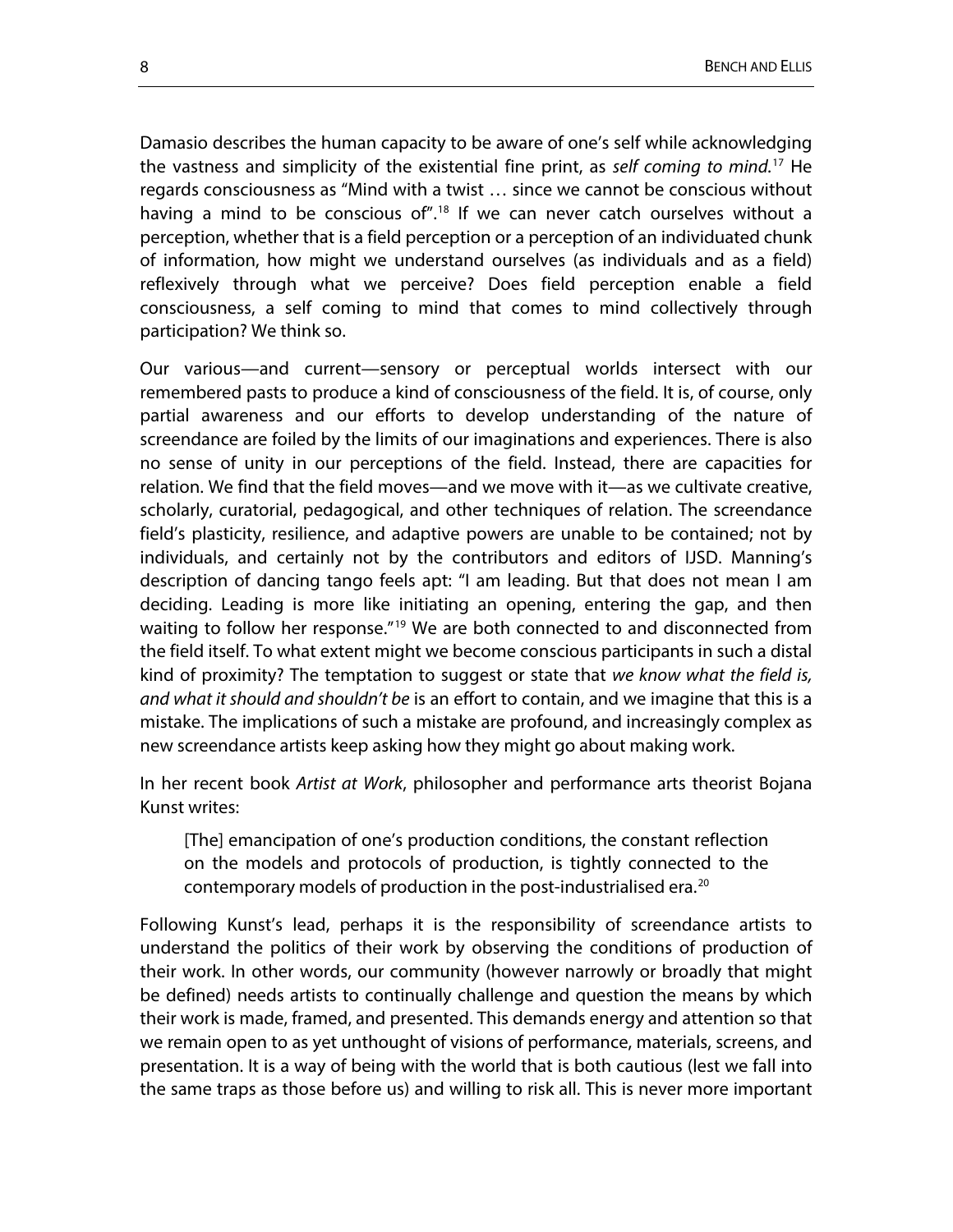Damasio describes the human capacity to be aware of one's self while acknowledging the vastness and simplicity of the existential fine print, as *self coming to mind*.[17] He regards consciousness as "Mind with a twist … since we cannot be conscious without having a mind to be conscious of".[18] If we can never catch ourselves without a perception, whether that is a field perception or a perception of an individuated chunk of information, how might we understand ourselves (as individuals and as a field) reflexively through what we perceive? Does field perception enable a field consciousness, a self coming to mind that comes to mind collectively through participation? We think so.

Our various—and current—sensory or perceptual worlds intersect with our remembered pasts to produce a kind of consciousness of the field. It is, of course, only partial awareness and our efforts to develop understanding of the nature of screendance are foiled by the limits of our imaginations and experiences. There is also no sense of unity in our perceptions of the field. Instead, there are capacities for relation. We find that the field moves—and we move with it—as we cultivate creative, scholarly, curatorial, pedagogical, and other techniques of relation. The screendance field's plasticity, resilience, and adaptive powers are unable to be contained; not by individuals, and certainly not by the contributors and editors of IJSD. Manning's description of dancing tango feels apt: "I am leading. But that does not mean I am deciding. Leading is more like initiating an opening, entering the gap, and then waiting to follow her response."[19] We are both connected to and disconnected from the field itself. To what extent might we become conscious participants in such a distal kind of proximity? The temptation to suggest or state that *we know what the field is, and what it should and shouldn't be* is an effort to contain, and we imagine that this is a mistake. The implications of such a mistake are profound, and increasingly complex as new screendance artists keep asking how they might go about making work.

In her recent book *Artist at Work*, philosopher and performance arts theorist Bojana Kunst writes:

> [The] emancipation of one's production conditions, the constant reflection on the models and protocols of production, is tightly connected to the contemporary models of production in the post-industrialised era.[20]

Following Kunst's lead, perhaps it is the responsibility of screendance artists to understand the politics of their work by observing the conditions of production of their work. In other words, our community (however narrowly or broadly that might be defined) needs artists to continually challenge and question the means by which their work is made, framed, and presented. This demands energy and attention so that we remain open to as yet unthought of visions of performance, materials, screens, and presentation. It is a way of being with the world that is both cautious (lest we fall into the same traps as those before us) and willing to risk all. This is never more important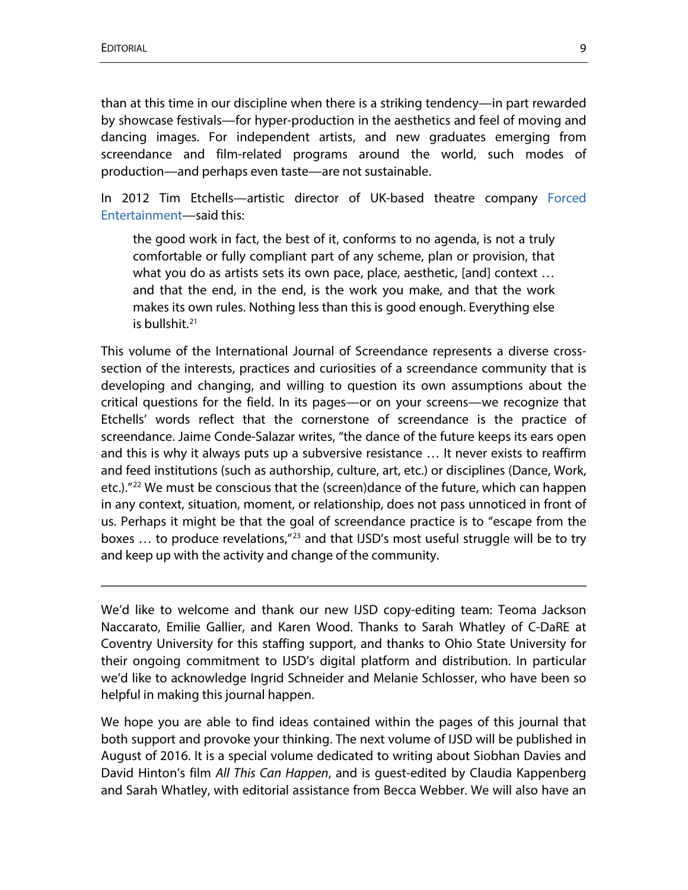than at this time in our discipline when there is a striking tendency—in part rewarded by showcase festivals—for hyper-production in the aesthetics and feel of moving and dancing images. For independent artists, and new graduates emerging from screendance and film-related programs around the world, such modes of production—and perhaps even taste—are not sustainable.

In 2012 Tim Etchells—artistic director of UK-based theatre company Forced Entertainment—said this:

> the good work in fact, the best of it, conforms to no agenda, is not a truly comfortable or fully compliant part of any scheme, plan or provision, that what you do as artists sets its own pace, place, aesthetic, [and] context … and that the end, in the end, is the work you make, and that the work makes its own rules. Nothing less than this is good enough. Everything else is bullshit.[21]

This volume of the International Journal of Screendance represents a diverse cross-section of the interests, practices and curiosities of a screendance community that is developing and changing, and willing to question its own assumptions about the critical questions for the field. In its pages—or on your screens—we recognize that Etchells' words reflect that the cornerstone of screendance is the practice of screendance. Jaime Conde-Salazar writes, "the dance of the future keeps its ears open and this is why it always puts up a subversive resistance … It never exists to reaffirm and feed institutions (such as authorship, culture, art, etc.) or disciplines (Dance, Work, etc.)."[22] We must be conscious that the (screen)dance of the future, which can happen in any context, situation, moment, or relationship, does not pass unnoticed in front of us. Perhaps it might be that the goal of screendance practice is to "escape from the boxes … to produce revelations,"[23] and that IJSD's most useful struggle will be to try and keep up with the activity and change of the community.

---

We'd like to welcome and thank our new IJSD copy-editing team: Teoma Jackson Naccarato, Emilie Gallier, and Karen Wood. Thanks to Sarah Whatley of C-DaRE at Coventry University for this staffing support, and thanks to Ohio State University for their ongoing commitment to IJSD's digital platform and distribution. In particular we'd like to acknowledge Ingrid Schneider and Melanie Schlosser, who have been so helpful in making this journal happen.

We hope you are able to find ideas contained within the pages of this journal that both support and provoke your thinking. The next volume of IJSD will be published in August of 2016. It is a special volume dedicated to writing about Siobhan Davies and David Hinton's film *All This Can Happen*, and is guest-edited by Claudia Kappenberg and Sarah Whatley, with editorial assistance from Becca Webber. We will also have an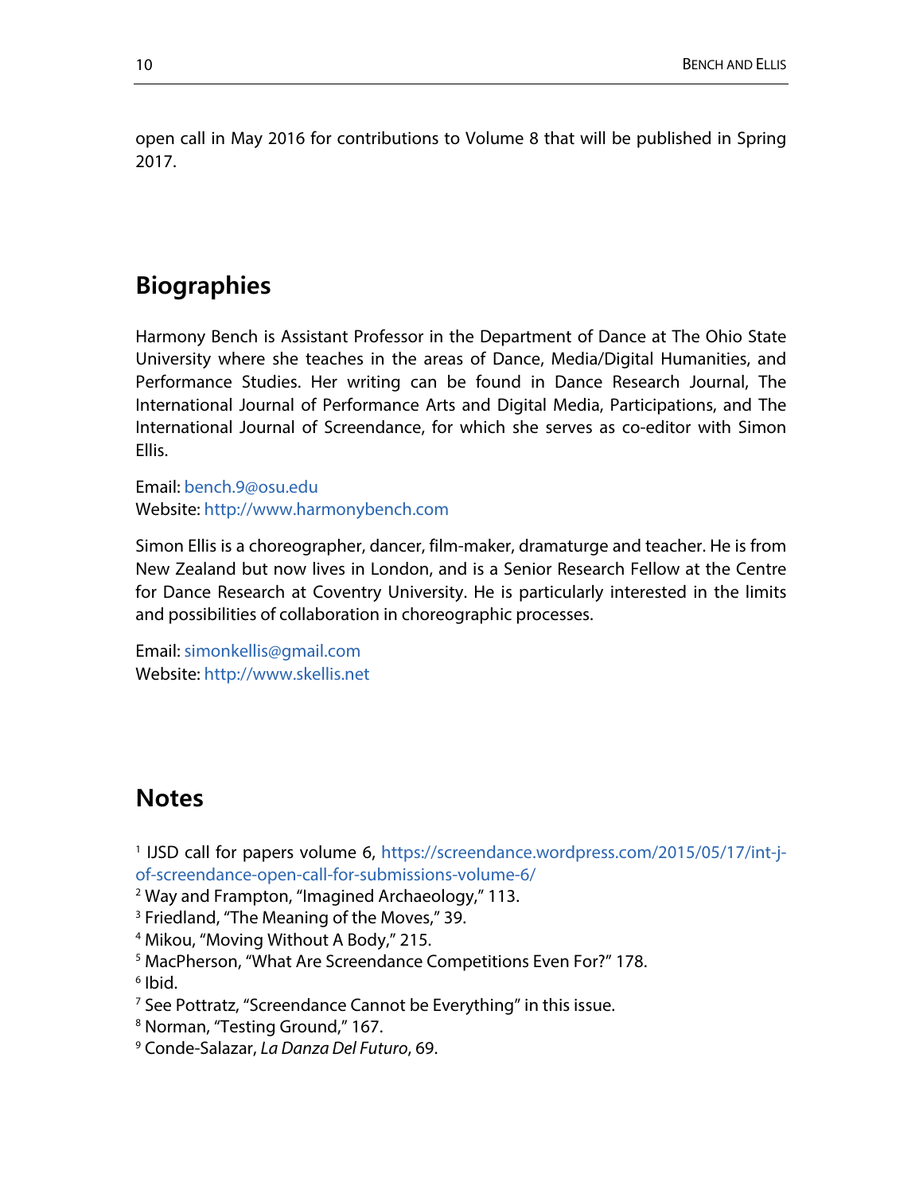open call in May 2016 for contributions to Volume 8 that will be published in Spring 2017.

## Biographies

Harmony Bench is Assistant Professor in the Department of Dance at The Ohio State University where she teaches in the areas of Dance, Media/Digital Humanities, and Performance Studies. Her writing can be found in Dance Research Journal, The International Journal of Performance Arts and Digital Media, Participations, and The International Journal of Screendance, for which she serves as co-editor with Simon Ellis.

Email: bench.9@osu.edu
Website: http://www.harmonybench.com

Simon Ellis is a choreographer, dancer, film-maker, dramaturge and teacher. He is from New Zealand but now lives in London, and is a Senior Research Fellow at the Centre for Dance Research at Coventry University. He is particularly interested in the limits and possibilities of collaboration in choreographic processes.

Email: simonkellis@gmail.com
Website: http://www.skellis.net

## Notes

[1] IJSD call for papers volume 6, https://screendance.wordpress.com/2015/05/17/int-j-of-screendance-open-call-for-submissions-volume-6/
[2] Way and Frampton, "Imagined Archaeology," 113.
[3] Friedland, "The Meaning of the Moves," 39.
[4] Mikou, "Moving Without A Body," 215.
[5] MacPherson, "What Are Screendance Competitions Even For?" 178.
[6] Ibid.
[7] See Pottratz, "Screendance Cannot be Everything" in this issue.
[8] Norman, "Testing Ground," 167.
[9] Conde-Salazar, *La Danza Del Futuro*, 69.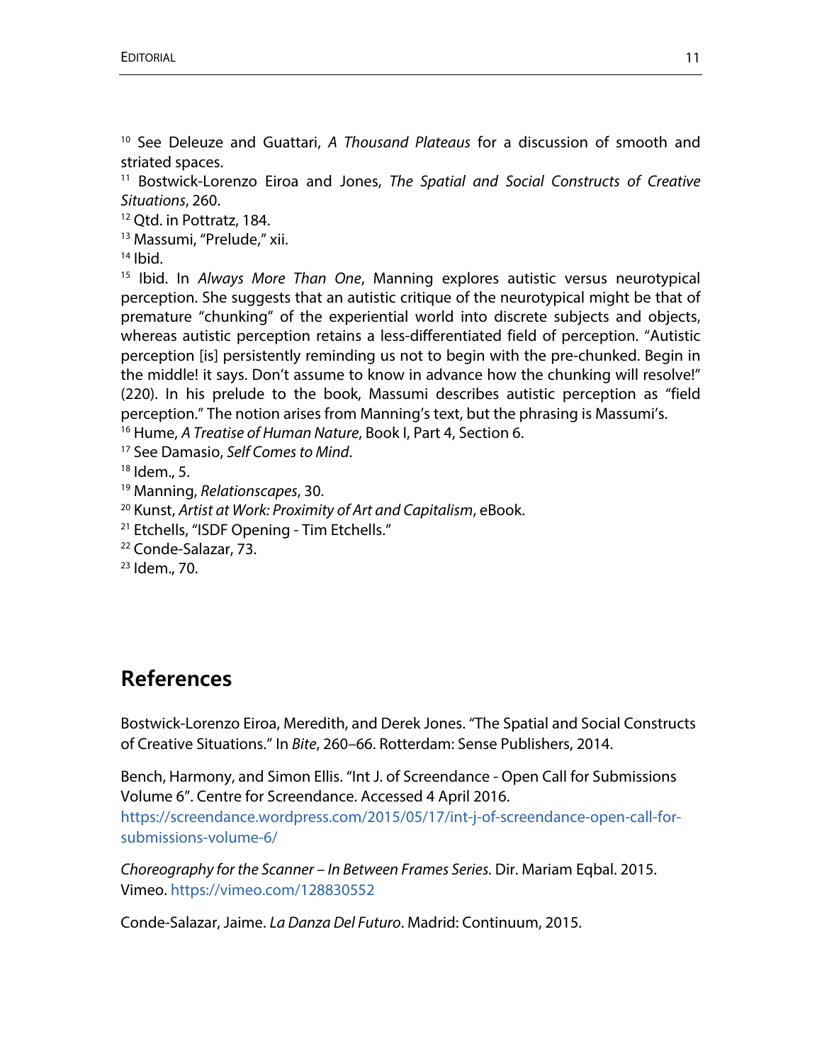[10] See Deleuze and Guattari, *A Thousand Plateaus* for a discussion of smooth and striated spaces.

[11] Bostwick-Lorenzo Eiroa and Jones, *The Spatial and Social Constructs of Creative Situations*, 260.

[12] Qtd. in Pottratz, 184.

[13] Massumi, "Prelude," xii.

[14] Ibid.

[15] Ibid. In *Always More Than One*, Manning explores autistic versus neurotypical perception. She suggests that an autistic critique of the neurotypical might be that of premature "chunking" of the experiential world into discrete subjects and objects, whereas autistic perception retains a less-differentiated field of perception. "Autistic perception [is] persistently reminding us not to begin with the pre-chunked. Begin in the middle! it says. Don't assume to know in advance how the chunking will resolve!" (220). In his prelude to the book, Massumi describes autistic perception as "field perception." The notion arises from Manning's text, but the phrasing is Massumi's.

[16] Hume, *A Treatise of Human Nature*, Book I, Part 4, Section 6.

[17] See Damasio, *Self Comes to Mind*.

[18] Idem., 5.

[19] Manning, *Relationscapes*, 30.

[20] Kunst, *Artist at Work: Proximity of Art and Capitalism*, eBook.

[21] Etchells, "ISDF Opening - Tim Etchells."

[22] Conde-Salazar, 73.

[23] Idem., 70.

## References

Bostwick-Lorenzo Eiroa, Meredith, and Derek Jones. "The Spatial and Social Constructs of Creative Situations." In *Bite*, 260–66. Rotterdam: Sense Publishers, 2014.

Bench, Harmony, and Simon Ellis. "Int J. of Screendance - Open Call for Submissions Volume 6". Centre for Screendance. Accessed 4 April 2016. https://screendance.wordpress.com/2015/05/17/int-j-of-screendance-open-call-for-submissions-volume-6/

*Choreography for the Scanner – In Between Frames Series.* Dir. Mariam Eqbal. 2015. Vimeo. https://vimeo.com/128830552

Conde-Salazar, Jaime. *La Danza Del Futuro*. Madrid: Continuum, 2015.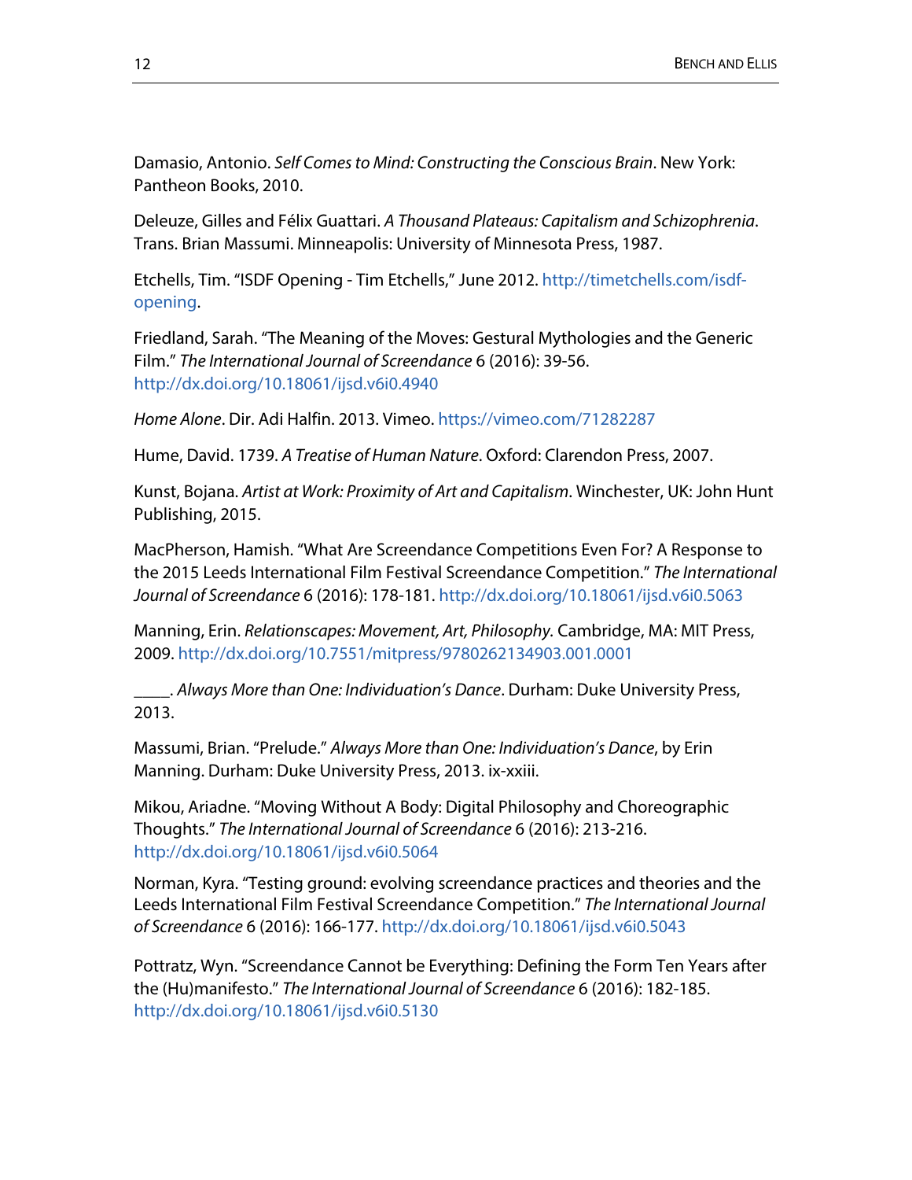Damasio, Antonio. *Self Comes to Mind: Constructing the Conscious Brain*. New York: Pantheon Books, 2010.

Deleuze, Gilles and Félix Guattari. *A Thousand Plateaus: Capitalism and Schizophrenia*. Trans. Brian Massumi. Minneapolis: University of Minnesota Press, 1987.

Etchells, Tim. "ISDF Opening - Tim Etchells," June 2012. http://timetchells.com/isdf-opening.

Friedland, Sarah. "The Meaning of the Moves: Gestural Mythologies and the Generic Film." *The International Journal of Screendance* 6 (2016): 39-56. http://dx.doi.org/10.18061/ijsd.v6i0.4940

*Home Alone*. Dir. Adi Halfin. 2013. Vimeo. https://vimeo.com/71282287

Hume, David. 1739. *A Treatise of Human Nature*. Oxford: Clarendon Press, 2007.

Kunst, Bojana. *Artist at Work: Proximity of Art and Capitalism*. Winchester, UK: John Hunt Publishing, 2015.

MacPherson, Hamish. "What Are Screendance Competitions Even For? A Response to the 2015 Leeds International Film Festival Screendance Competition." *The International Journal of Screendance* 6 (2016): 178-181. http://dx.doi.org/10.18061/ijsd.v6i0.5063

Manning, Erin. *Relationscapes: Movement, Art, Philosophy.* Cambridge, MA: MIT Press, 2009. http://dx.doi.org/10.7551/mitpress/9780262134903.001.0001

____. *Always More than One: Individuation's Dance*. Durham: Duke University Press, 2013.

Massumi, Brian. "Prelude." *Always More than One: Individuation's Dance*, by Erin Manning. Durham: Duke University Press, 2013. ix-xxiii.

Mikou, Ariadne. "Moving Without A Body: Digital Philosophy and Choreographic Thoughts." *The International Journal of Screendance* 6 (2016): 213-216. http://dx.doi.org/10.18061/ijsd.v6i0.5064

Norman, Kyra. "Testing ground: evolving screendance practices and theories and the Leeds International Film Festival Screendance Competition." *The International Journal of Screendance* 6 (2016): 166-177. http://dx.doi.org/10.18061/ijsd.v6i0.5043

Pottratz, Wyn. "Screendance Cannot be Everything: Defining the Form Ten Years after the (Hu)manifesto." *The International Journal of Screendance* 6 (2016): 182-185. http://dx.doi.org/10.18061/ijsd.v6i0.5130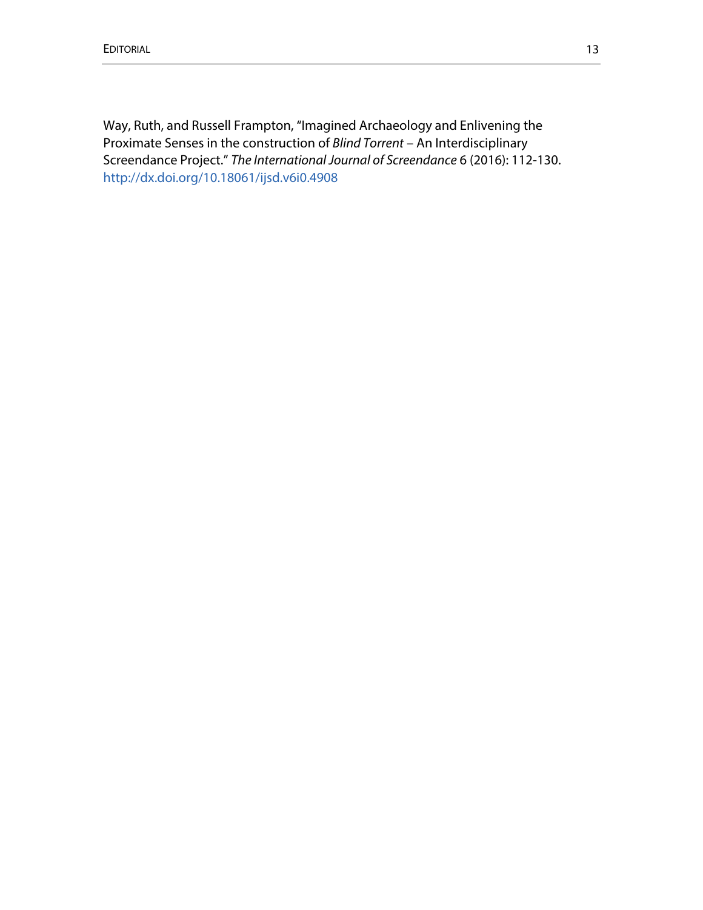Way, Ruth, and Russell Frampton, "Imagined Archaeology and Enlivening the Proximate Senses in the construction of *Blind Torrent* – An Interdisciplinary Screendance Project." *The International Journal of Screendance* 6 (2016): 112-130. http://dx.doi.org/10.18061/ijsd.v6i0.4908